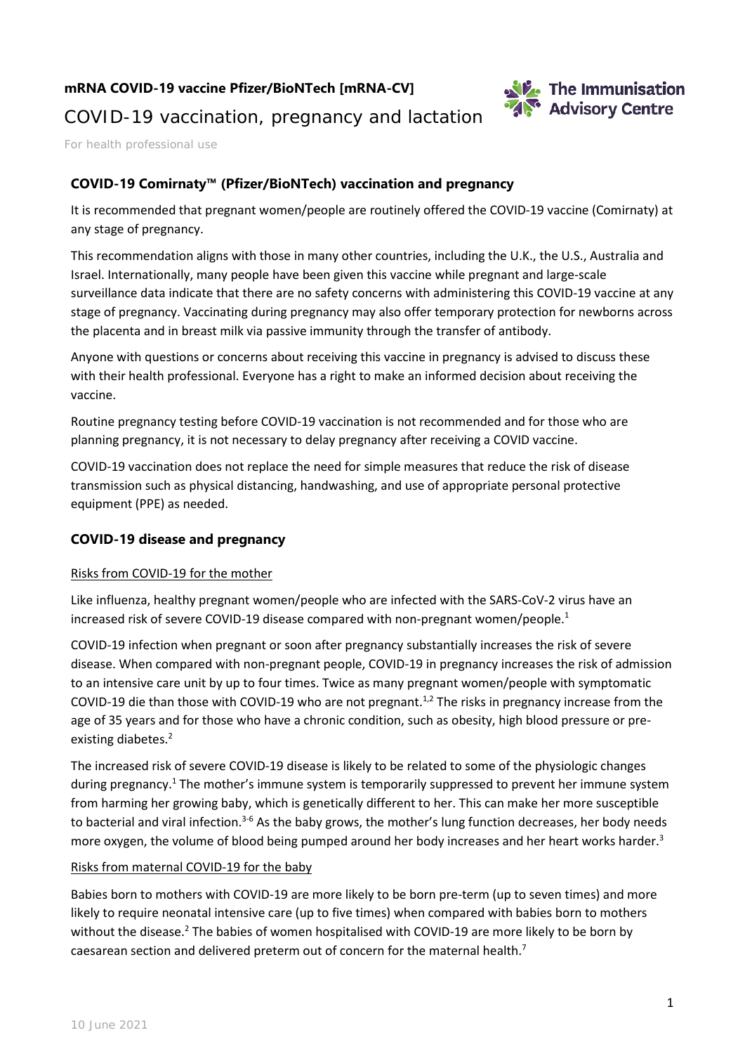**mRNA COVID-19 vaccine Pfizer/BioNTech [mRNA-CV]**

# COVID-19 vaccination, pregnancy and lactation

For health professional use

## COVID-19 Comirnaty™ (Pfizer/BioNTech) vaccination and pregnancy

It is recommended that pregnant women/people are routinely offered the COVID-19 vaccine (Comirnaty) at any stage of pregnancy.

This recommendation aligns with those in many other countries, including the U.K., the U.S., Australia and Israel. Internationally, many people have been given this vaccine while pregnant and large-scale surveillance data indicate that there are no safety concerns with administering this COVID-19 vaccine at any stage of pregnancy. Vaccinating during pregnancy may also offer temporary protection for newborns across the placenta and in breast milk via passive immunity through the transfer of antibody.

Anyone with questions or concerns about receiving this vaccine in pregnancy is advised to discuss these with their health professional. Everyone has a right to make an informed decision about receiving the vaccine.

Routine pregnancy testing before COVID-19 vaccination is not recommended and for those who are planning pregnancy, it is not necessary to delay pregnancy after receiving a COVID vaccine.

COVID-19 vaccination does not replace the need for simple measures that reduce the risk of disease transmission such as physical distancing, handwashing, and use of appropriate personal protective equipment (PPE) as needed.

## COVID-19 disease and pregnancy

<u>Risks from COVID-19 for the mother</u>

Like influenza, healthy pregnant women/people who are infected with the SARS-CoV-2 virus have an increased risk of severe COVID-19 disease compared with non-pregnant women/people.[1]

COVID-19 infection when pregnant or soon after pregnancy substantially increases the risk of severe disease. When compared with non-pregnant people, COVID-19 in pregnancy increases the risk of admission to an intensive care unit by up to four times. Twice as many pregnant women/people with symptomatic COVID-19 die than those with COVID-19 who are not pregnant.[1,2] The risks in pregnancy increase from the age of 35 years and for those who have a chronic condition, such as obesity, high blood pressure or pre-existing diabetes.[2]

The increased risk of severe COVID-19 disease is likely to be related to some of the physiologic changes during pregnancy.[1] The mother's immune system is temporarily suppressed to prevent her immune system from harming her growing baby, which is genetically different to her. This can make her more susceptible to bacterial and viral infection.[3-6] As the baby grows, the mother's lung function decreases, her body needs more oxygen, the volume of blood being pumped around her body increases and her heart works harder.[3]

<u>Risks from maternal COVID-19 for the baby</u>

Babies born to mothers with COVID-19 are more likely to be born pre-term (up to seven times) and more likely to require neonatal intensive care (up to five times) when compared with babies born to mothers without the disease.[2] The babies of women hospitalised with COVID-19 are more likely to be born by caesarean section and delivered preterm out of concern for the maternal health.[7]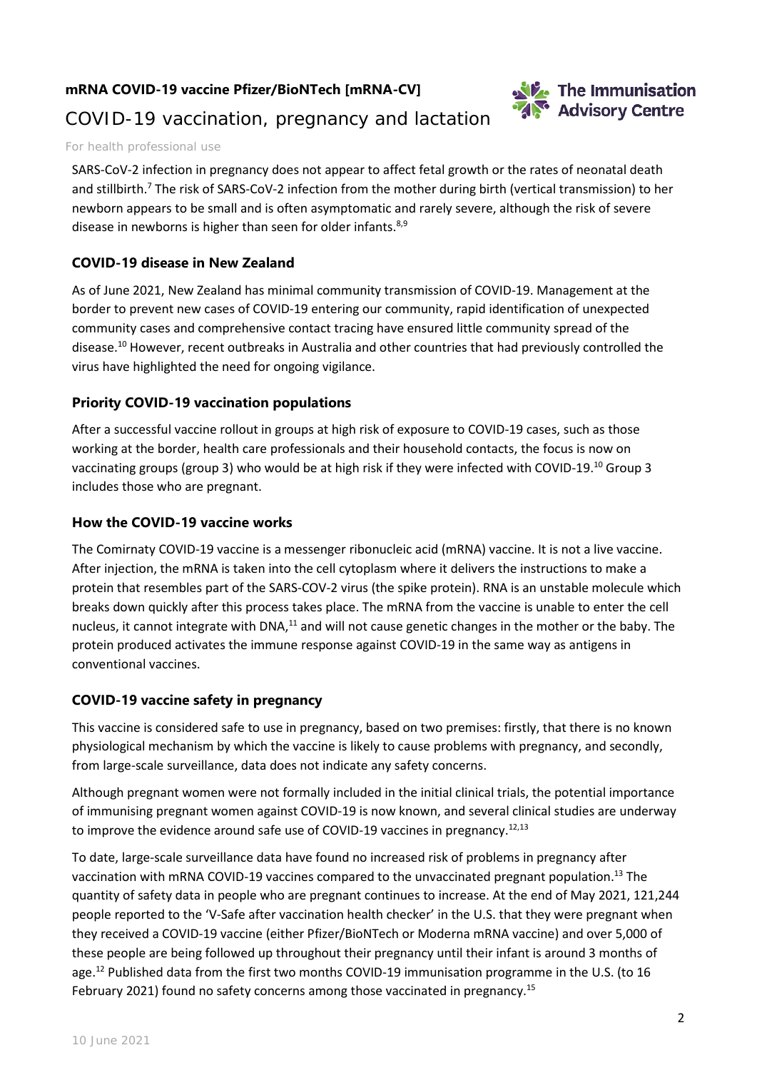SARS-CoV-2 infection in pregnancy does not appear to affect fetal growth or the rates of neonatal death and stillbirth.[7] The risk of SARS-CoV-2 infection from the mother during birth (vertical transmission) to her newborn appears to be small and is often asymptomatic and rarely severe, although the risk of severe disease in newborns is higher than seen for older infants.[8,9]

## COVID-19 disease in New Zealand

As of June 2021, New Zealand has minimal community transmission of COVID-19. Management at the border to prevent new cases of COVID-19 entering our community, rapid identification of unexpected community cases and comprehensive contact tracing have ensured little community spread of the disease.[10] However, recent outbreaks in Australia and other countries that had previously controlled the virus have highlighted the need for ongoing vigilance.

## Priority COVID-19 vaccination populations

After a successful vaccine rollout in groups at high risk of exposure to COVID-19 cases, such as those working at the border, health care professionals and their household contacts, the focus is now on vaccinating groups (group 3) who would be at high risk if they were infected with COVID-19.[10] Group 3 includes those who are pregnant.

## How the COVID-19 vaccine works

The Comirnaty COVID-19 vaccine is a messenger ribonucleic acid (mRNA) vaccine. It is not a live vaccine. After injection, the mRNA is taken into the cell cytoplasm where it delivers the instructions to make a protein that resembles part of the SARS-COV-2 virus (the spike protein). RNA is an unstable molecule which breaks down quickly after this process takes place. The mRNA from the vaccine is unable to enter the cell nucleus, it cannot integrate with DNA,[11] and will not cause genetic changes in the mother or the baby. The protein produced activates the immune response against COVID-19 in the same way as antigens in conventional vaccines.

## COVID-19 vaccine safety in pregnancy

This vaccine is considered safe to use in pregnancy, based on two premises: firstly, that there is no known physiological mechanism by which the vaccine is likely to cause problems with pregnancy, and secondly, from large-scale surveillance, data does not indicate any safety concerns.

Although pregnant women were not formally included in the initial clinical trials, the potential importance of immunising pregnant women against COVID-19 is now known, and several clinical studies are underway to improve the evidence around safe use of COVID-19 vaccines in pregnancy.[12,13]

To date, large-scale surveillance data have found no increased risk of problems in pregnancy after vaccination with mRNA COVID-19 vaccines compared to the unvaccinated pregnant population.[13] The quantity of safety data in people who are pregnant continues to increase. At the end of May 2021, 121,244 people reported to the 'V-Safe after vaccination health checker' in the U.S. that they were pregnant when they received a COVID-19 vaccine (either Pfizer/BioNTech or Moderna mRNA vaccine) and over 5,000 of these people are being followed up throughout their pregnancy until their infant is around 3 months of age.[12] Published data from the first two months COVID-19 immunisation programme in the U.S. (to 16 February 2021) found no safety concerns among those vaccinated in pregnancy.[15]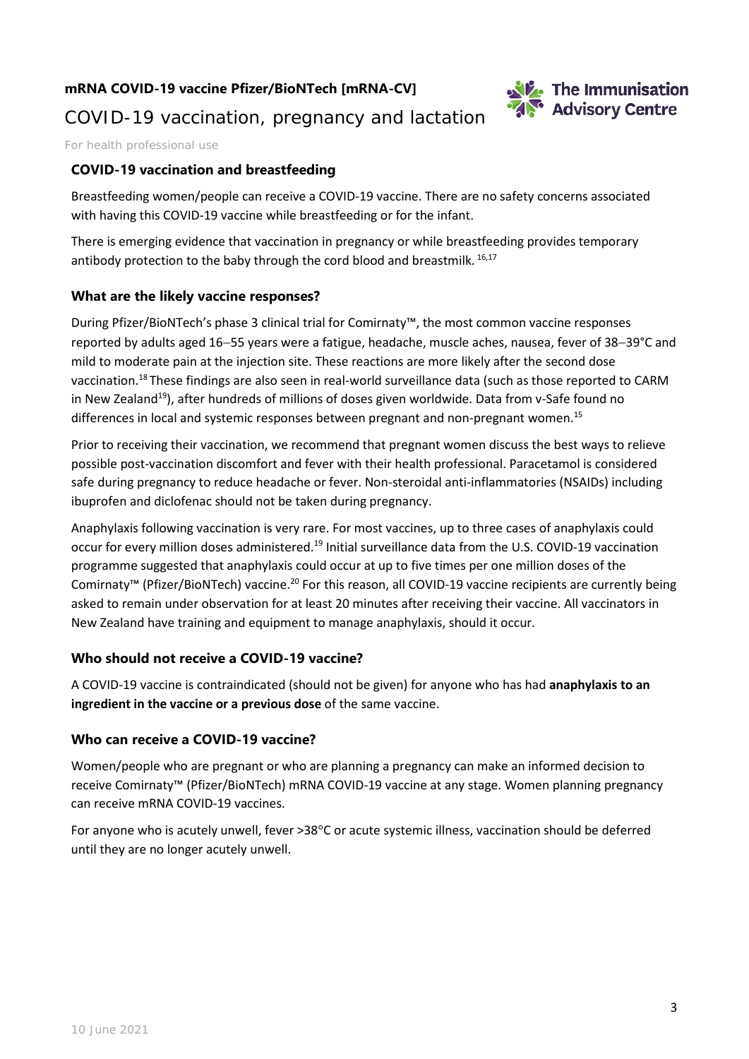## COVID-19 vaccination and breastfeeding

Breastfeeding women/people can receive a COVID-19 vaccine. There are no safety concerns associated with having this COVID-19 vaccine while breastfeeding or for the infant.

There is emerging evidence that vaccination in pregnancy or while breastfeeding provides temporary antibody protection to the baby through the cord blood and breastmilk. [16,17]

## What are the likely vaccine responses?

During Pfizer/BioNTech's phase 3 clinical trial for Comirnaty™, the most common vaccine responses reported by adults aged 16–55 years were a fatigue, headache, muscle aches, nausea, fever of 38–39°C and mild to moderate pain at the injection site. These reactions are more likely after the second dose vaccination.[18] These findings are also seen in real-world surveillance data (such as those reported to CARM in New Zealand[19]), after hundreds of millions of doses given worldwide. Data from v-Safe found no differences in local and systemic responses between pregnant and non-pregnant women.[15]

Prior to receiving their vaccination, we recommend that pregnant women discuss the best ways to relieve possible post-vaccination discomfort and fever with their health professional. Paracetamol is considered safe during pregnancy to reduce headache or fever. Non-steroidal anti-inflammatories (NSAIDs) including ibuprofen and diclofenac should not be taken during pregnancy.

Anaphylaxis following vaccination is very rare. For most vaccines, up to three cases of anaphylaxis could occur for every million doses administered.[19] Initial surveillance data from the U.S. COVID-19 vaccination programme suggested that anaphylaxis could occur at up to five times per one million doses of the Comirnaty™ (Pfizer/BioNTech) vaccine.[20] For this reason, all COVID-19 vaccine recipients are currently being asked to remain under observation for at least 20 minutes after receiving their vaccine. All vaccinators in New Zealand have training and equipment to manage anaphylaxis, should it occur.

## Who should not receive a COVID-19 vaccine?

A COVID-19 vaccine is contraindicated (should not be given) for anyone who has had **anaphylaxis to an ingredient in the vaccine or a previous dose** of the same vaccine.

## Who can receive a COVID-19 vaccine?

Women/people who are pregnant or who are planning a pregnancy can make an informed decision to receive Comirnaty™ (Pfizer/BioNTech) mRNA COVID-19 vaccine at any stage. Women planning pregnancy can receive mRNA COVID-19 vaccines.

For anyone who is acutely unwell, fever >38°C or acute systemic illness, vaccination should be deferred until they are no longer acutely unwell.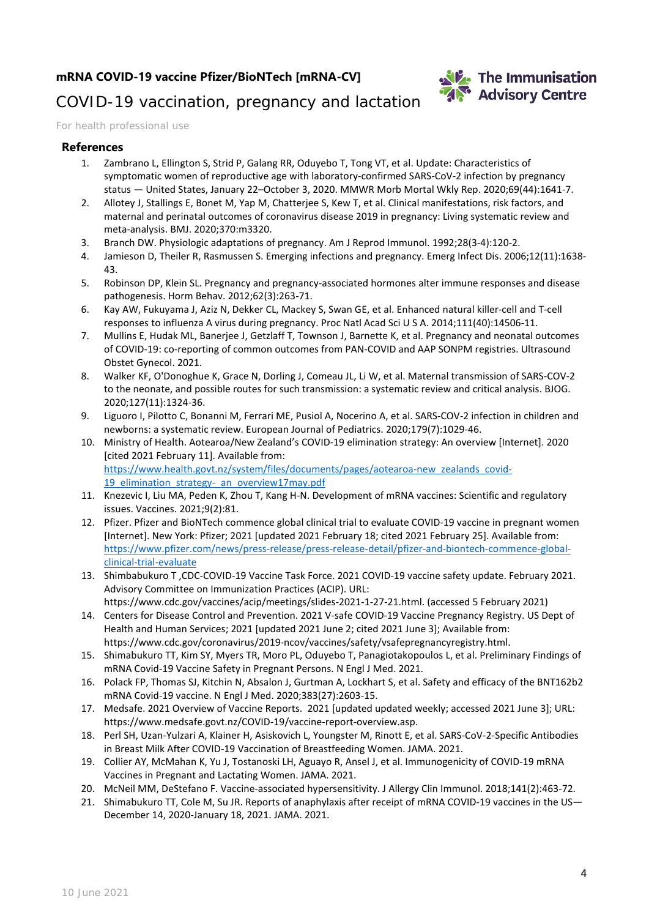## References

1. Zambrano L, Ellington S, Strid P, Galang RR, Oduyebo T, Tong VT, et al. Update: Characteristics of symptomatic women of reproductive age with laboratory-confirmed SARS-CoV-2 infection by pregnancy status — United States, January 22–October 3, 2020. MMWR Morb Mortal Wkly Rep. 2020;69(44):1641-7.
2. Allotey J, Stallings E, Bonet M, Yap M, Chatterjee S, Kew T, et al. Clinical manifestations, risk factors, and maternal and perinatal outcomes of coronavirus disease 2019 in pregnancy: Living systematic review and meta-analysis. BMJ. 2020;370:m3320.
3. Branch DW. Physiologic adaptations of pregnancy. Am J Reprod Immunol. 1992;28(3-4):120-2.
4. Jamieson D, Theiler R, Rasmussen S. Emerging infections and pregnancy. Emerg Infect Dis. 2006;12(11):1638-43.
5. Robinson DP, Klein SL. Pregnancy and pregnancy-associated hormones alter immune responses and disease pathogenesis. Horm Behav. 2012;62(3):263-71.
6. Kay AW, Fukuyama J, Aziz N, Dekker CL, Mackey S, Swan GE, et al. Enhanced natural killer-cell and T-cell responses to influenza A virus during pregnancy. Proc Natl Acad Sci U S A. 2014;111(40):14506-11.
7. Mullins E, Hudak ML, Banerjee J, Getzlaff T, Townson J, Barnette K, et al. Pregnancy and neonatal outcomes of COVID-19: co-reporting of common outcomes from PAN-COVID and AAP SONPM registries. Ultrasound Obstet Gynecol. 2021.
8. Walker KF, O'Donoghue K, Grace N, Dorling J, Comeau JL, Li W, et al. Maternal transmission of SARS-COV-2 to the neonate, and possible routes for such transmission: a systematic review and critical analysis. BJOG. 2020;127(11):1324-36.
9. Liguoro I, Pilotto C, Bonanni M, Ferrari ME, Pusiol A, Nocerino A, et al. SARS-COV-2 infection in children and newborns: a systematic review. European Journal of Pediatrics. 2020;179(7):1029-46.
10. Ministry of Health. Aotearoa/New Zealand's COVID-19 elimination strategy: An overview [Internet]. 2020 [cited 2021 February 11]. Available from: https://www.health.govt.nz/system/files/documents/pages/aotearoa-new_zealands_covid-19_elimination_strategy-_an_overview17may.pdf
11. Knezevic I, Liu MA, Peden K, Zhou T, Kang H-N. Development of mRNA vaccines: Scientific and regulatory issues. Vaccines. 2021;9(2):81.
12. Pfizer. Pfizer and BioNTech commence global clinical trial to evaluate COVID-19 vaccine in pregnant women [Internet]. New York: Pfizer; 2021 [updated 2021 February 18; cited 2021 February 25]. Available from: https://www.pfizer.com/news/press-release/press-release-detail/pfizer-and-biontech-commence-global-clinical-trial-evaluate
13. Shimbabukuro T ,CDC-COVID-19 Vaccine Task Force. 2021 COVID-19 vaccine safety update. February 2021. Advisory Committee on Immunization Practices (ACIP). URL: https://www.cdc.gov/vaccines/acip/meetings/slides-2021-1-27-21.html. (accessed 5 February 2021)
14. Centers for Disease Control and Prevention. 2021 V-safe COVID-19 Vaccine Pregnancy Registry. US Dept of Health and Human Services; 2021 [updated 2021 June 2; cited 2021 June 3]; Available from: https://www.cdc.gov/coronavirus/2019-ncov/vaccines/safety/vsafepregnancyregistry.html.
15. Shimabukuro TT, Kim SY, Myers TR, Moro PL, Oduyebo T, Panagiotakopoulos L, et al. Preliminary Findings of mRNA Covid-19 Vaccine Safety in Pregnant Persons. N Engl J Med. 2021.
16. Polack FP, Thomas SJ, Kitchin N, Absalon J, Gurtman A, Lockhart S, et al. Safety and efficacy of the BNT162b2 mRNA Covid-19 vaccine. N Engl J Med. 2020;383(27):2603-15.
17. Medsafe. 2021 Overview of Vaccine Reports. 2021 [updated updated weekly; accessed 2021 June 3]; URL: https://www.medsafe.govt.nz/COVID-19/vaccine-report-overview.asp.
18. Perl SH, Uzan-Yulzari A, Klainer H, Asiskovich L, Youngster M, Rinott E, et al. SARS-CoV-2-Specific Antibodies in Breast Milk After COVID-19 Vaccination of Breastfeeding Women. JAMA. 2021.
19. Collier AY, McMahan K, Yu J, Tostanoski LH, Aguayo R, Ansel J, et al. Immunogenicity of COVID-19 mRNA Vaccines in Pregnant and Lactating Women. JAMA. 2021.
20. McNeil MM, DeStefano F. Vaccine-associated hypersensitivity. J Allergy Clin Immunol. 2018;141(2):463-72.
21. Shimabukuro TT, Cole M, Su JR. Reports of anaphylaxis after receipt of mRNA COVID-19 vaccines in the US—December 14, 2020-January 18, 2021. JAMA. 2021.